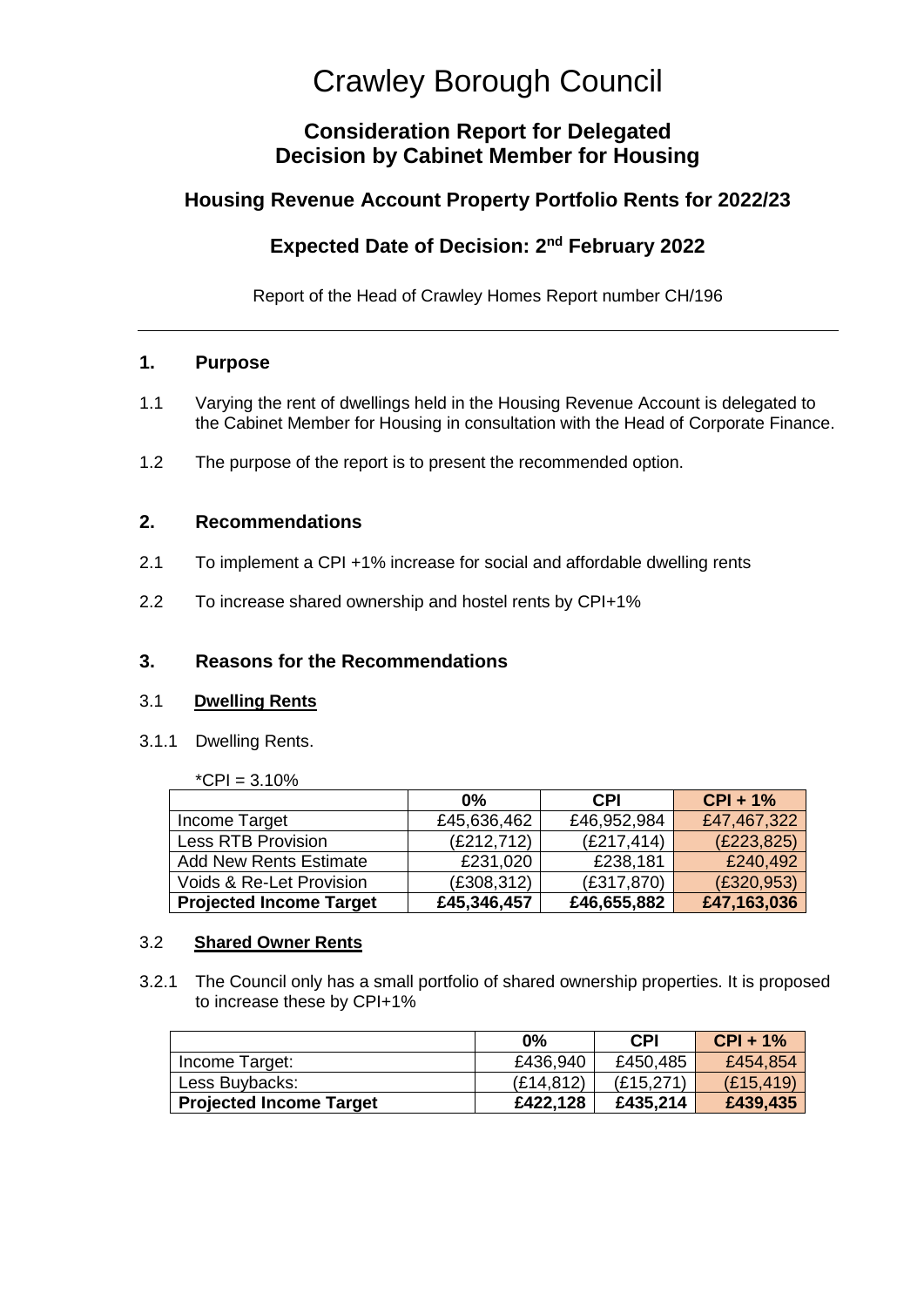# Crawley Borough Council

## Consideration Report for Delegated Decision by Cabinet Member for Housing

## Housing Revenue Account Property Portfolio Rents for 2022/23

## Expected Date of Decision: 2nd February 2022

Report of the Head of Crawley Homes Report number CH/196

---

### 1. Purpose

1.1 Varying the rent of dwellings held in the Housing Revenue Account is delegated to the Cabinet Member for Housing in consultation with the Head of Corporate Finance.

1.2 The purpose of the report is to present the recommended option.

### 2. Recommendations

2.1 To implement a CPI +1% increase for social and affordable dwelling rents

2.2 To increase shared ownership and hostel rents by CPI+1%

### 3. Reasons for the Recommendations

3.1 **Dwelling Rents**

3.1.1 Dwelling Rents.

*CPI = 3.10%

| | 0% | CPI | CPI + 1% |
|---|---|---|---|
| Income Target | £45,636,462 | £46,952,984 | £47,467,322 |
| Less RTB Provision | (£212,712) | (£217,414) | (£223,825) |
| Add New Rents Estimate | £231,020 | £238,181 | £240,492 |
| Voids & Re-Let Provision | (£308,312) | (£317,870) | (£320,953) |
| **Projected Income Target** | **£45,346,457** | **£46,655,882** | **£47,163,036** |

3.2 **Shared Owner Rents**

3.2.1 The Council only has a small portfolio of shared ownership properties. It is proposed to increase these by CPI+1%

| | 0% | CPI | CPI + 1% |
|---|---|---|---|
| Income Target: | £436,940 | £450,485 | £454,854 |
| Less Buybacks: | (£14,812) | (£15,271) | (£15,419) |
| **Projected Income Target** | **£422,128** | **£435,214** | **£439,435** |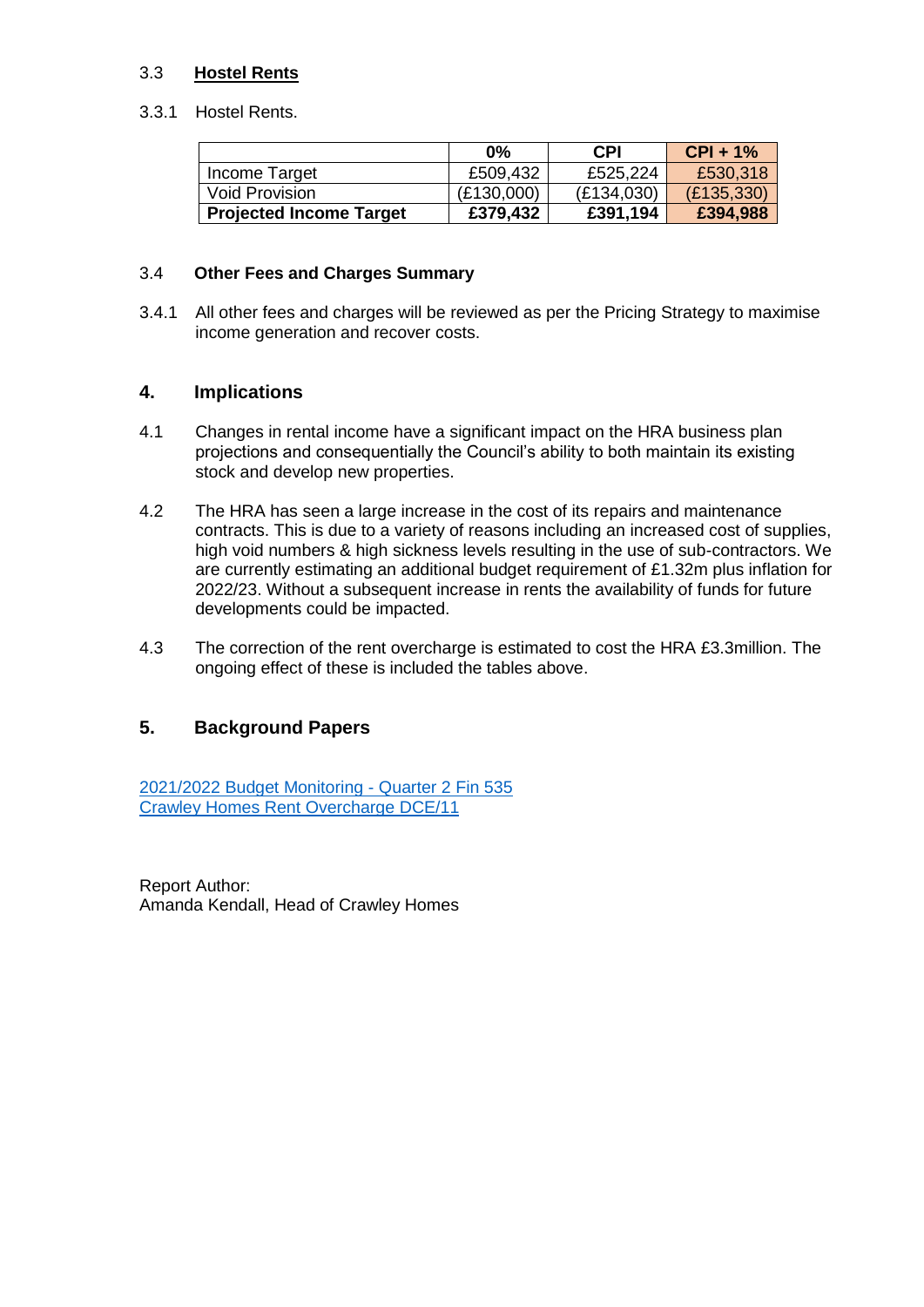### 3.3 Hostel Rents

3.3.1 Hostel Rents.

| | 0% | CPI | CPI + 1% |
|---|---|---|---|
| Income Target | £509,432 | £525,224 | £530,318 |
| Void Provision | (£130,000) | (£134,030) | (£135,330) |
| **Projected Income Target** | **£379,432** | **£391,194** | **£394,988** |

### 3.4 Other Fees and Charges Summary

3.4.1 All other fees and charges will be reviewed as per the Pricing Strategy to maximise income generation and recover costs.

## 4. Implications

4.1 Changes in rental income have a significant impact on the HRA business plan projections and consequentially the Council's ability to both maintain its existing stock and develop new properties.

4.2 The HRA has seen a large increase in the cost of its repairs and maintenance contracts. This is due to a variety of reasons including an increased cost of supplies, high void numbers & high sickness levels resulting in the use of sub-contractors. We are currently estimating an additional budget requirement of £1.32m plus inflation for 2022/23. Without a subsequent increase in rents the availability of funds for future developments could be impacted.

4.3 The correction of the rent overcharge is estimated to cost the HRA £3.3million. The ongoing effect of these is included the tables above.

## 5. Background Papers

2021/2022 Budget Monitoring - Quarter 2 Fin 535
Crawley Homes Rent Overcharge DCE/11

Report Author:
Amanda Kendall, Head of Crawley Homes